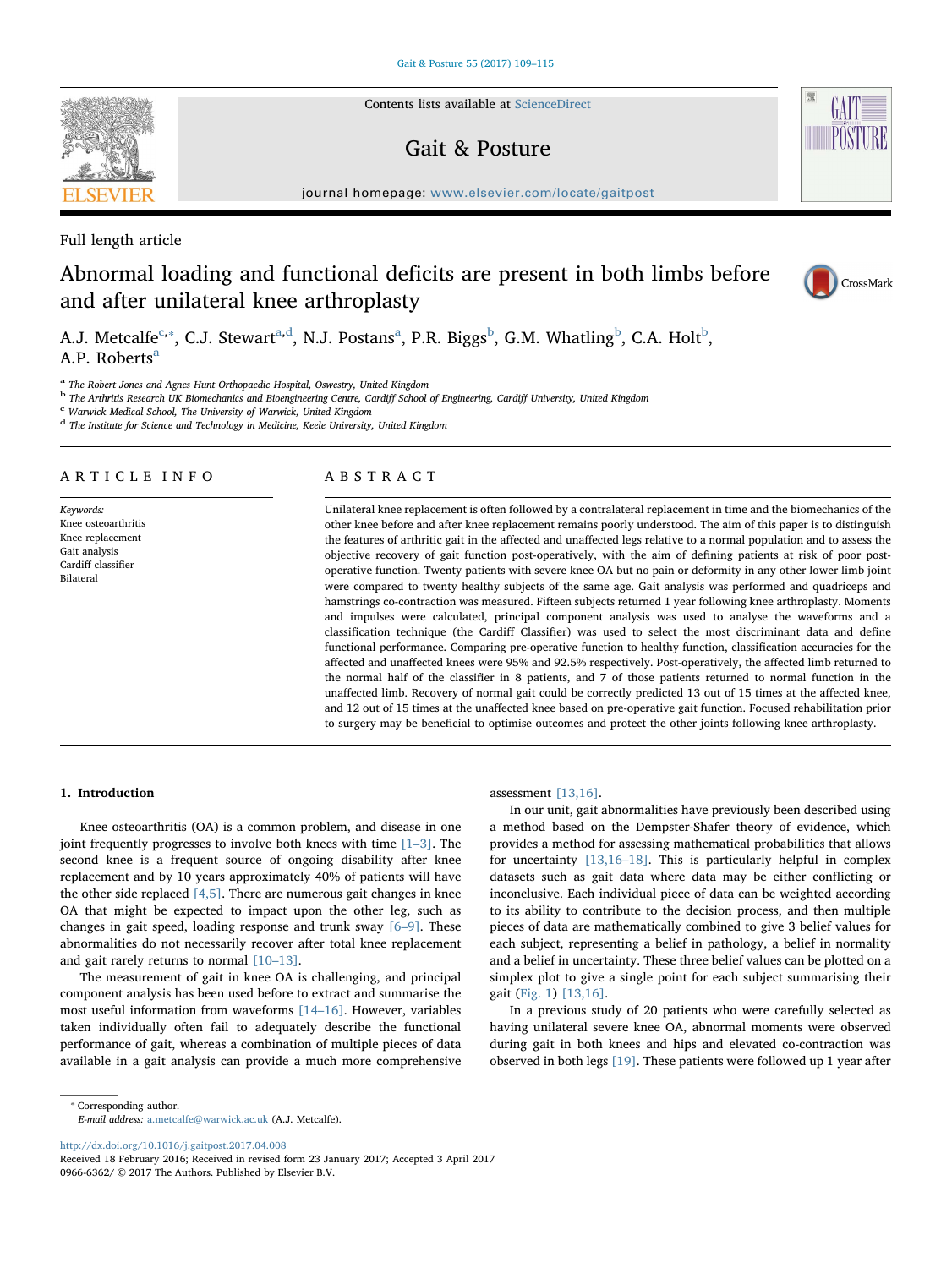Full length article

# Abnormal loading and functional deficits are present in both limbs before and after unilateral knee arthroplasty

A.J. Metcalfe[c,*], C.J. Stewart[a,d], N.J. Postans[a], P.R. Biggs[b], G.M. Whatling[b], C.A. Holt[b], A.P. Roberts[a]

[a] The Robert Jones and Agnes Hunt Orthopaedic Hospital, Oswestry, United Kingdom
[b] The Arthritis Research UK Biomechanics and Bioengineering Centre, Cardiff School of Engineering, Cardiff University, United Kingdom
[c] Warwick Medical School, The University of Warwick, United Kingdom
[d] The Institute for Science and Technology in Medicine, Keele University, United Kingdom

## ARTICLE INFO

*Keywords:*
Knee osteoarthritis
Knee replacement
Gait analysis
Cardiff classifier
Bilateral

## ABSTRACT

Unilateral knee replacement is often followed by a contralateral replacement in time and the biomechanics of the other knee before and after knee replacement remains poorly understood. The aim of this paper is to distinguish the features of arthritic gait in the affected and unaffected legs relative to a normal population and to assess the objective recovery of gait function post-operatively, with the aim of defining patients at risk of poor post-operative function. Twenty patients with severe knee OA but no pain or deformity in any other lower limb joint were compared to twenty healthy subjects of the same age. Gait analysis was performed and quadriceps and hamstrings co-contraction was measured. Fifteen subjects returned 1 year following knee arthroplasty. Moments and impulses were calculated, principal component analysis was used to analyse the waveforms and a classification technique (the Cardiff Classifier) was used to select the most discriminant data and define functional performance. Comparing pre-operative function to healthy function, classification accuracies for the affected and unaffected knees were 95% and 92.5% respectively. Post-operatively, the affected limb returned to the normal half of the classifier in 8 patients, and 7 of those patients returned to normal function in the unaffected limb. Recovery of normal gait could be correctly predicted 13 out of 15 times at the affected knee, and 12 out of 15 times at the unaffected knee based on pre-operative gait function. Focused rehabilitation prior to surgery may be beneficial to optimise outcomes and protect the other joints following knee arthroplasty.

## 1. Introduction

Knee osteoarthritis (OA) is a common problem, and disease in one joint frequently progresses to involve both knees with time [1–3]. The second knee is a frequent source of ongoing disability after knee replacement and by 10 years approximately 40% of patients will have the other side replaced [4,5]. There are numerous gait changes in knee OA that might be expected to impact upon the other leg, such as changes in gait speed, loading response and trunk sway [6–9]. These abnormalities do not necessarily recover after total knee replacement and gait rarely returns to normal [10–13].

The measurement of gait in knee OA is challenging, and principal component analysis has been used before to extract and summarise the most useful information from waveforms [14–16]. However, variables taken individually often fail to adequately describe the functional performance of gait, whereas a combination of multiple pieces of data available in a gait analysis can provide a much more comprehensive assessment [13,16].

In our unit, gait abnormalities have previously been described using a method based on the Dempster-Shafer theory of evidence, which provides a method for assessing mathematical probabilities that allows for uncertainty [13,16–18]. This is particularly helpful in complex datasets such as gait data where data may be either conflicting or inconclusive. Each individual piece of data can be weighted according to its ability to contribute to the decision process, and then multiple pieces of data are mathematically combined to give 3 belief values for each subject, representing a belief in pathology, a belief in normality and a belief in uncertainty. These three belief values can be plotted on a simplex plot to give a single point for each subject summarising their gait (Fig. 1) [13,16].

In a previous study of 20 patients who were carefully selected as having unilateral severe knee OA, abnormal moments were observed during gait in both knees and hips and elevated co-contraction was observed in both legs [19]. These patients were followed up 1 year after

* Corresponding author.
*E-mail address:* a.metcalfe@warwick.ac.uk (A.J. Metcalfe).

http://dx.doi.org/10.1016/j.gaitpost.2017.04.008
Received 18 February 2016; Received in revised form 23 January 2017; Accepted 3 April 2017
0966-6362/ © 2017 The Authors. Published by Elsevier B.V.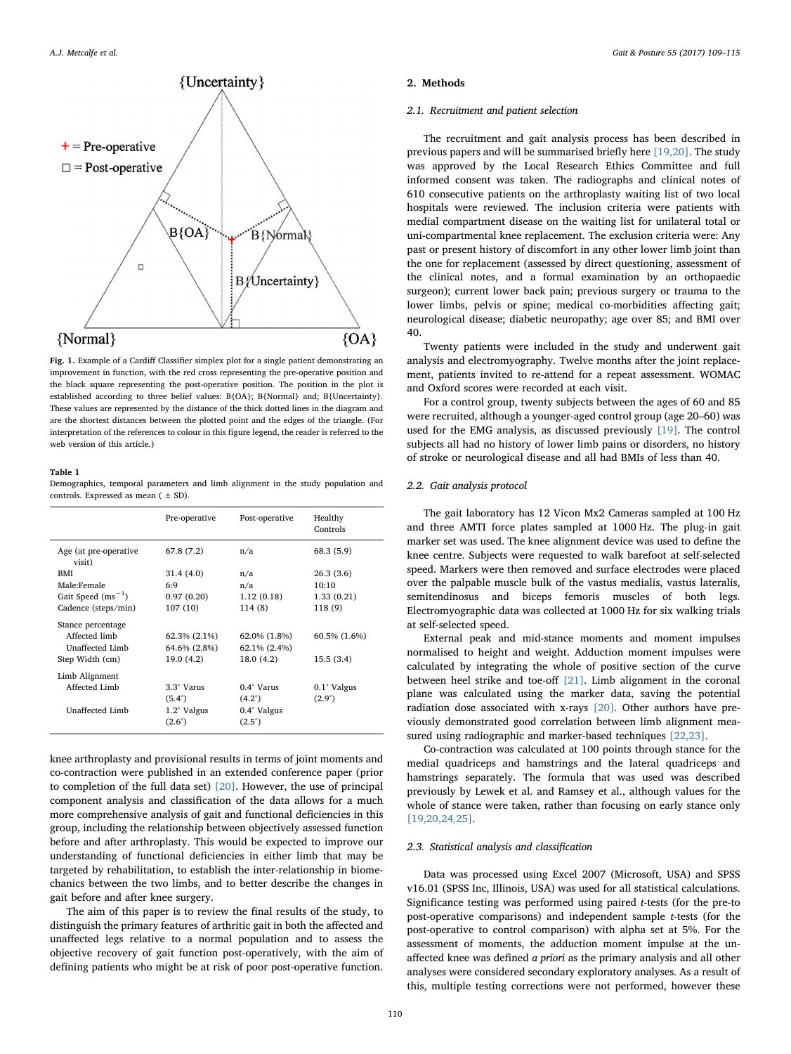Fig. 1. Example of a Cardiff Classifier simplex plot for a single patient demonstrating an improvement in function, with the red cross representing the pre-operative position and the black square representing the post-operative position. The position in the plot is established according to three belief values: B{OA}; B{Normal} and; B{Uncertainty}. These values are represented by the distance of the thick dotted lines in the diagram and are the shortest distances between the plotted point and the edges of the triangle. (For interpretation of the references to colour in this figure legend, the reader is referred to the web version of this article.)

**Table 1**
Demographics, temporal parameters and limb alignment in the study population and controls. Expressed as mean ( ± SD).

| | Pre-operative | Post-operative | Healthy Controls |
|---|---|---|---|
| Age (at pre-operative visit) | 67.8 (7.2) | n/a | 68.3 (5.9) |
| BMI | 31.4 (4.0) | n/a | 26.3 (3.6) |
| Male:Female | 6:9 | n/a | 10:10 |
| Gait Speed ($ms^{-1}$) | 0.97 (0.20) | 1.12 (0.18) | 1.33 (0.21) |
| Cadence (steps/min) | 107 (10) | 114 (8) | 118 (9) |
| Stance percentage | | | |
| Affected limb | 62.3% (2.1%) | 62.0% (1.8%) | 60.5% (1.6%) |
| Unaffected Limb | 64.6% (2.8%) | 62.1% (2.4%) | |
| Step Width (cm) | 19.0 (4.2) | 18.0 (4.2) | 15.5 (3.4) |
| Limb Alignment | | | |
| Affected Limb | 3.3° Varus (5.4°) | 0.4° Varus (4.2°) | 0.1° Valgus (2.9°) |
| Unaffected Limb | 1.2° Valgus (2.6°) | 0.4° Valgus (2.5°) | |

knee arthroplasty and provisional results in terms of joint moments and co-contraction were published in an extended conference paper (prior to completion of the full data set) [20]. However, the use of principal component analysis and classification of the data allows for a much more comprehensive analysis of gait and functional deficiencies in this group, including the relationship between objectively assessed function before and after arthroplasty. This would be expected to improve our understanding of functional deficiencies in either limb that may be targeted by rehabilitation, to establish the inter-relationship in biomechanics between the two limbs, and to better describe the changes in gait before and after knee surgery.

The aim of this paper is to review the final results of the study, to distinguish the primary features of arthritic gait in both the affected and unaffected legs relative to a normal population and to assess the objective recovery of gait function post-operatively, with the aim of defining patients who might be at risk of poor post-operative function.

## 2. Methods

### 2.1. Recruitment and patient selection

The recruitment and gait analysis process has been described in previous papers and will be summarised briefly here [19,20]. The study was approved by the Local Research Ethics Committee and full informed consent was taken. The radiographs and clinical notes of 610 consecutive patients on the arthroplasty waiting list of two local hospitals were reviewed. The inclusion criteria were patients with medial compartment disease on the waiting list for unilateral total or uni-compartmental knee replacement. The exclusion criteria were: Any past or present history of discomfort in any other lower limb joint than the one for replacement (assessed by direct questioning, assessment of the clinical notes, and a formal examination by an orthopaedic surgeon); current lower back pain; previous surgery or trauma to the lower limbs, pelvis or spine; medical co-morbidities affecting gait; neurological disease; diabetic neuropathy; age over 85; and BMI over 40.

Twenty patients were included in the study and underwent gait analysis and electromyography. Twelve months after the joint replacement, patients invited to re-attend for a repeat assessment. WOMAC and Oxford scores were recorded at each visit.

For a control group, twenty subjects between the ages of 60 and 85 were recruited, although a younger-aged control group (age 20–60) was used for the EMG analysis, as discussed previously [19]. The control subjects all had no history of lower limb pains or disorders, no history of stroke or neurological disease and all had BMIs of less than 40.

### 2.2. Gait analysis protocol

The gait laboratory has 12 Vicon Mx2 Cameras sampled at 100 Hz and three AMTI force plates sampled at 1000 Hz. The plug-in gait marker set was used. The knee alignment device was used to define the knee centre. Subjects were requested to walk barefoot at self-selected speed. Markers were then removed and surface electrodes were placed over the palpable muscle bulk of the vastus medialis, vastus lateralis, semitendinosus and biceps femoris muscles of both legs. Electromyographic data was collected at 1000 Hz for six walking trials at self-selected speed.

External peak and mid-stance moments and moment impulses normalised to height and weight. Adduction moment impulses were calculated by integrating the whole of positive section of the curve between heel strike and toe-off [21]. Limb alignment in the coronal plane was calculated using the marker data, saving the potential radiation dose associated with x-rays [20]. Other authors have previously demonstrated good correlation between limb alignment measured using radiographic and marker-based techniques [22,23].

Co-contraction was calculated at 100 points through stance for the medial quadriceps and hamstrings and the lateral quadriceps and hamstrings separately. The formula that was used was described previously by Lewek et al. and Ramsey et al., although values for the whole of stance were taken, rather than focusing on early stance only [19,20,24,25].

### 2.3. Statistical analysis and classification

Data was processed using Excel 2007 (Microsoft, USA) and SPSS v16.01 (SPSS Inc, Illinois, USA) was used for all statistical calculations. Significance testing was performed using paired *t*-tests (for the pre-to post-operative comparisons) and independent sample *t*-tests (for the post-operative to control comparison) with alpha set at 5%. For the assessment of moments, the adduction moment impulse at the unaffected knee was defined *a priori* as the primary analysis and all other analyses were considered secondary exploratory analyses. As a result of this, multiple testing corrections were not performed, however these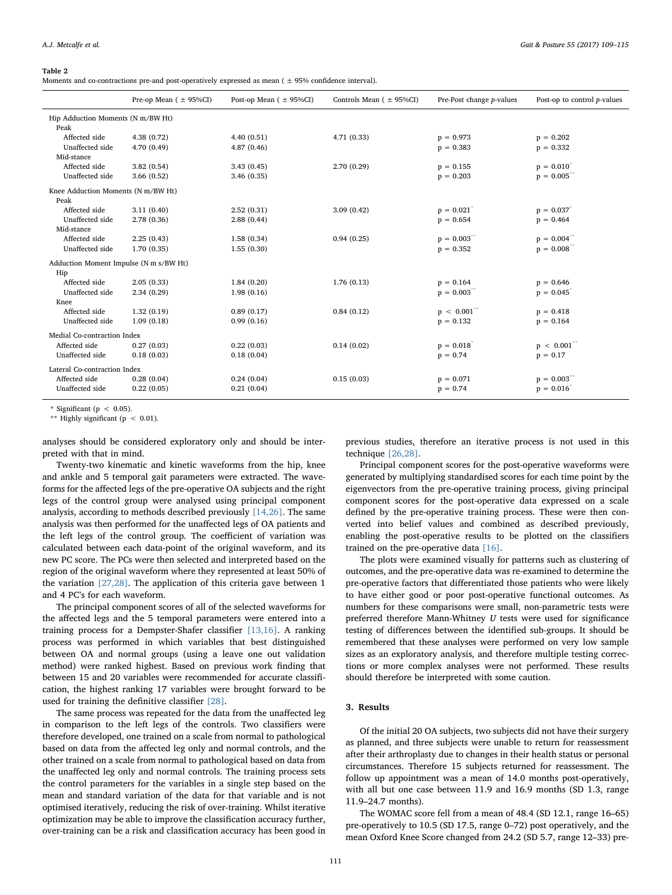**Table 2**
Moments and co-contractions pre-and post-operatively expressed as mean ( ± 95% confidence interval).

| | Pre-op Mean ( ± 95%CI) | Post-op Mean ( ± 95%CI) | Controls Mean ( ± 95%CI) | Pre-Post change *p*-values | Post-op to control *p*-values |
|---|---|---|---|---|---|
| Hip Adduction Moments (N m/BW Ht) | | | | | |
| Peak | | | | | |
| Affected side | 4.38 (0.72) | 4.40 (0.51) | 4.71 (0.33) | p = 0.973 | p = 0.202 |
| Unaffected side | 4.70 (0.49) | 4.87 (0.46) | | p = 0.383 | p = 0.332 |
| Mid-stance | | | | | |
| Affected side | 3.82 (0.54) | 3.43 (0.45) | 2.70 (0.29) | p = 0.155 | p = 0.010* |
| Unaffected side | 3.66 (0.52) | 3.46 (0.35) | | p = 0.203 | p = 0.005** |
| Knee Adduction Moments (N m/BW Ht) | | | | | |
| Peak | | | | | |
| Affected side | 3.11 (0.40) | 2.52 (0.31) | 3.09 (0.42) | p = 0.021* | p = 0.037* |
| Unaffected side | 2.78 (0.36) | 2.88 (0.44) | | p = 0.654 | p = 0.464 |
| Mid-stance | | | | | |
| Affected side | 2.25 (0.43) | 1.58 (0.34) | 0.94 (0.25) | p = 0.003** | p = 0.004** |
| Unaffected side | 1.70 (0.35) | 1.55 (0.30) | | p = 0.352 | p = 0.008** |
| Adduction Moment Impulse (N m s/BW Ht) | | | | | |
| Hip | | | | | |
| Affected side | 2.05 (0.33) | 1.84 (0.20) | 1.76 (0.13) | p = 0.164 | p = 0.646 |
| Unaffected side | 2.34 (0.29) | 1.98 (0.16) | | p = 0.003** | p = 0.045* |
| Knee | | | | | |
| Affected side | 1.32 (0.19) | 0.89 (0.17) | 0.84 (0.12) | p < 0.001** | p = 0.418 |
| Unaffected side | 1.09 (0.18) | 0.99 (0.16) | | p = 0.132 | p = 0.164 |
| Medial Co-contraction Index | | | | | |
| Affected side | 0.27 (0.03) | 0.22 (0.03) | 0.14 (0.02) | p = 0.018* | p < 0.001** |
| Unaffected side | 0.18 (0.03) | 0.18 (0.04) | | p = 0.74 | p = 0.17 |
| Lateral Co-contraction Index | | | | | |
| Affected side | 0.28 (0.04) | 0.24 (0.04) | 0.15 (0.03) | p = 0.071 | p = 0.003** |
| Unaffected side | 0.22 (0.05) | 0.21 (0.04) | | p = 0.74 | p = 0.016* |

\* Significant ($p < 0.05$).
\** Highly significant ($p < 0.01$).

analyses should be considered exploratory only and should be interpreted with that in mind.

Twenty-two kinematic and kinetic waveforms from the hip, knee and ankle and 5 temporal gait parameters were extracted. The waveforms for the affected legs of the pre-operative OA subjects and the right legs of the control group were analysed using principal component analysis, according to methods described previously [14,26]. The same analysis was then performed for the unaffected legs of OA patients and the left legs of the control group. The coefficient of variation was calculated between each data-point of the original waveform, and its new PC score. The PCs were then selected and interpreted based on the region of the original waveform where they represented at least 50% of the variation [27,28]. The application of this criteria gave between 1 and 4 PC's for each waveform.

The principal component scores of all of the selected waveforms for the affected legs and the 5 temporal parameters were entered into a training process for a Dempster-Shafer classifier [13,16]. A ranking process was performed in which variables that best distinguished between OA and normal groups (using a leave one out validation method) were ranked highest. Based on previous work finding that between 15 and 20 variables were recommended for accurate classification, the highest ranking 17 variables were brought forward to be used for training the definitive classifier [28].

The same process was repeated for the data from the unaffected leg in comparison to the left legs of the controls. Two classifiers were therefore developed, one trained on a scale from normal to pathological based on data from the affected leg only and normal controls, and the other trained on a scale from normal to pathological based on data from the unaffected leg only and normal controls. The training process sets the control parameters for the variables in a single step based on the mean and standard variation of the data for that variable and is not optimised iteratively, reducing the risk of over-training. Whilst iterative optimization may be able to improve the classification accuracy further, over-training can be a risk and classification accuracy has been good in previous studies, therefore an iterative process is not used in this technique [26,28].

Principal component scores for the post-operative waveforms were generated by multiplying standardised scores for each time point by the eigenvectors from the pre-operative training process, giving principal component scores for the post-operative data expressed on a scale defined by the pre-operative training process. These were then converted into belief values and combined as described previously, enabling the post-operative results to be plotted on the classifiers trained on the pre-operative data [16].

The plots were examined visually for patterns such as clustering of outcomes, and the pre-operative data was re-examined to determine the pre-operative factors that differentiated those patients who were likely to have either good or poor post-operative functional outcomes. As numbers for these comparisons were small, non-parametric tests were preferred therefore Mann-Whitney *U* tests were used for significance testing of differences between the identified sub-groups. It should be remembered that these analyses were performed on very low sample sizes as an exploratory analysis, and therefore multiple testing corrections or more complex analyses were not performed. These results should therefore be interpreted with some caution.

## 3. Results

Of the initial 20 OA subjects, two subjects did not have their surgery as planned, and three subjects were unable to return for reassessment after their arthroplasty due to changes in their health status or personal circumstances. Therefore 15 subjects returned for reassessment. The follow up appointment was a mean of 14.0 months post-operatively, with all but one case between 11.9 and 16.9 months (SD 1.3, range 11.9–24.7 months).

The WOMAC score fell from a mean of 48.4 (SD 12.1, range 16–65) pre-operatively to 10.5 (SD 17.5, range 0–72) post operatively, and the mean Oxford Knee Score changed from 24.2 (SD 5.7, range 12–33) pre-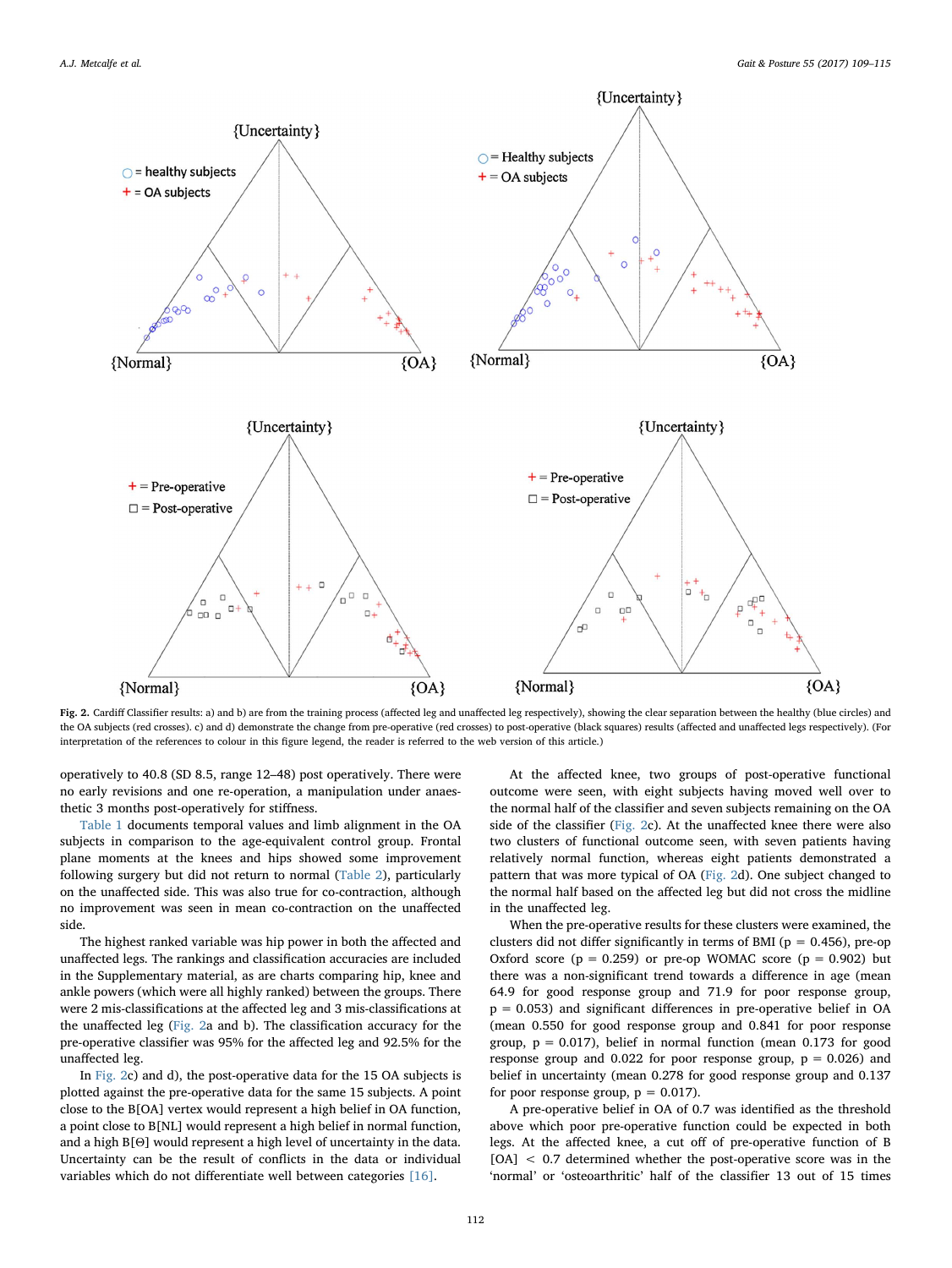Fig. 2. Cardiff Classifier results: a) and b) are from the training process (affected leg and unaffected leg respectively), showing the clear separation between the healthy (blue circles) and the OA subjects (red crosses). c) and d) demonstrate the change from pre-operative (red crosses) to post-operative (black squares) results (affected and unaffected legs respectively). (For interpretation of the references to colour in this figure legend, the reader is referred to the web version of this article.)

operatively to 40.8 (SD 8.5, range 12–48) post operatively. There were no early revisions and one re-operation, a manipulation under anaesthetic 3 months post-operatively for stiffness.

Table 1 documents temporal values and limb alignment in the OA subjects in comparison to the age-equivalent control group. Frontal plane moments at the knees and hips showed some improvement following surgery but did not return to normal (Table 2), particularly on the unaffected side. This was also true for co-contraction, although no improvement was seen in mean co-contraction on the unaffected side.

The highest ranked variable was hip power in both the affected and unaffected legs. The rankings and classification accuracies are included in the Supplementary material, as are charts comparing hip, knee and ankle powers (which were all highly ranked) between the groups. There were 2 mis-classifications at the affected leg and 3 mis-classifications at the unaffected leg (Fig. 2a and b). The classification accuracy for the pre-operative classifier was 95% for the affected leg and 92.5% for the unaffected leg.

In Fig. 2c) and d), the post-operative data for the 15 OA subjects is plotted against the pre-operative data for the same 15 subjects. A point close to the B[OA] vertex would represent a high belief in OA function, a point close to B[NL] would represent a high belief in normal function, and a high B[Θ] would represent a high level of uncertainty in the data. Uncertainty can be the result of conflicts in the data or individual variables which do not differentiate well between categories [16].

At the affected knee, two groups of post-operative functional outcome were seen, with eight subjects having moved well over to the normal half of the classifier and seven subjects remaining on the OA side of the classifier (Fig. 2c). At the unaffected knee there were also two clusters of functional outcome seen, with seven patients having relatively normal function, whereas eight patients demonstrated a pattern that was more typical of OA (Fig. 2d). One subject changed to the normal half based on the affected leg but did not cross the midline in the unaffected leg.

When the pre-operative results for these clusters were examined, the clusters did not differ significantly in terms of BMI ($p = 0.456$), pre-op Oxford score ($p = 0.259$) or pre-op WOMAC score ($p = 0.902$) but there was a non-significant trend towards a difference in age (mean 64.9 for good response group and 71.9 for poor response group, $p = 0.053$) and significant differences in pre-operative belief in OA (mean 0.550 for good response group and 0.841 for poor response group, $p = 0.017$), belief in normal function (mean 0.173 for good response group and 0.022 for poor response group, $p = 0.026$) and belief in uncertainty (mean 0.278 for good response group and 0.137 for poor response group, $p = 0.017$).

A pre-operative belief in OA of 0.7 was identified as the threshold above which poor pre-operative function could be expected in both legs. At the affected knee, a cut off of pre-operative function of B [OA] < 0.7 determined whether the post-operative score was in the 'normal' or 'osteoarthritic' half of the classifier 13 out of 15 times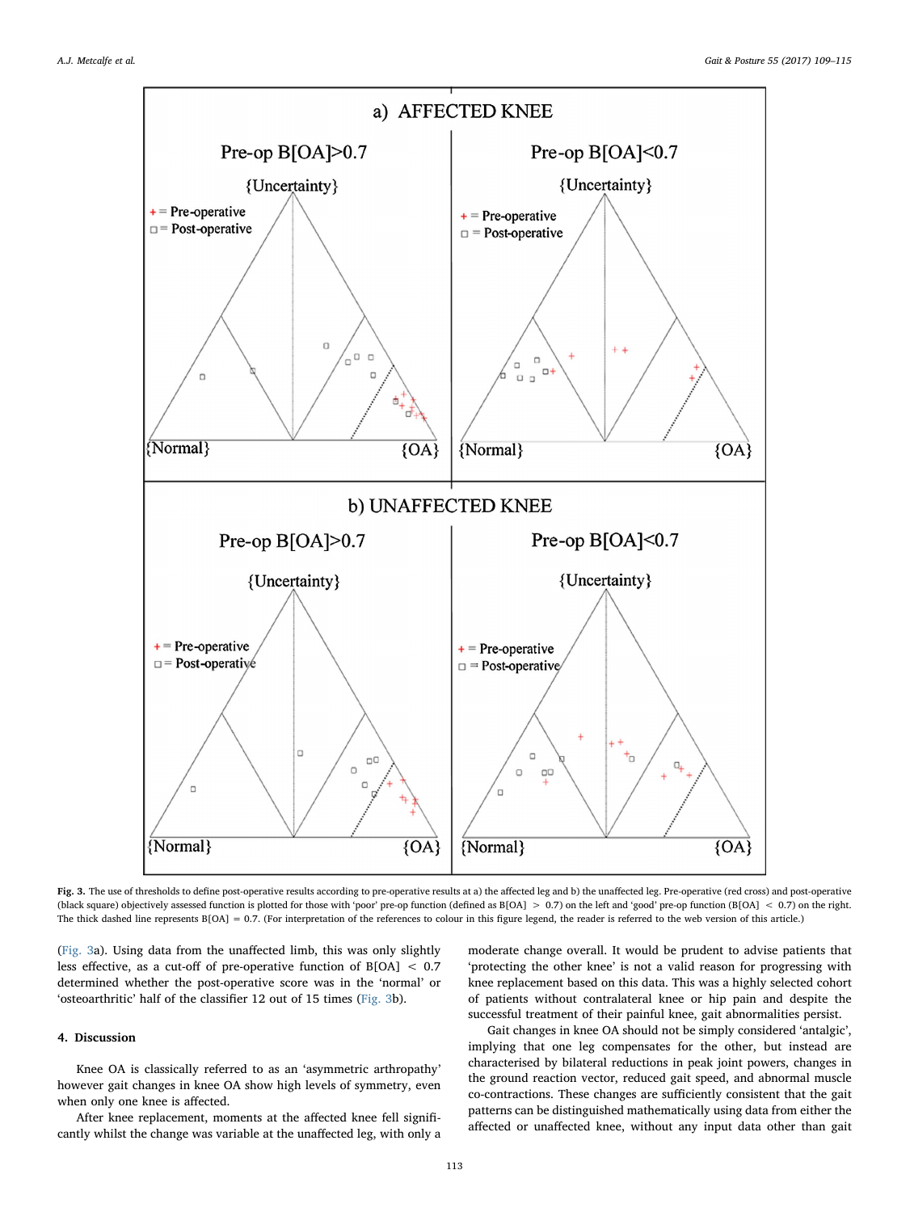**Fig. 3.** The use of thresholds to define post-operative results according to pre-operative results at a) the affected leg and b) the unaffected leg. Pre-operative (red cross) and post-operative (black square) objectively assessed function is plotted for those with 'poor' pre-op function (defined as B[OA] > 0.7) on the left and 'good' pre-op function (B[OA] < 0.7) on the right. The thick dashed line represents B[OA] = 0.7. (For interpretation of the references to colour in this figure legend, the reader is referred to the web version of this article.)

(Fig. 3a). Using data from the unaffected limb, this was only slightly less effective, as a cut-off of pre-operative function of B[OA] < 0.7 determined whether the post-operative score was in the 'normal' or 'osteoarthritic' half of the classifier 12 out of 15 times (Fig. 3b).

## 4. Discussion

Knee OA is classically referred to as an 'asymmetric arthropathy' however gait changes in knee OA show high levels of symmetry, even when only one knee is affected.

After knee replacement, moments at the affected knee fell significantly whilst the change was variable at the unaffected leg, with only a moderate change overall. It would be prudent to advise patients that 'protecting the other knee' is not a valid reason for progressing with knee replacement based on this data. This was a highly selected cohort of patients without contralateral knee or hip pain and despite the successful treatment of their painful knee, gait abnormalities persist.

Gait changes in knee OA should not be simply considered 'antalgic', implying that one leg compensates for the other, but instead are characterised by bilateral reductions in peak joint powers, changes in the ground reaction vector, reduced gait speed, and abnormal muscle co-contractions. These changes are sufficiently consistent that the gait patterns can be distinguished mathematically using data from either the affected or unaffected knee, without any input data other than gait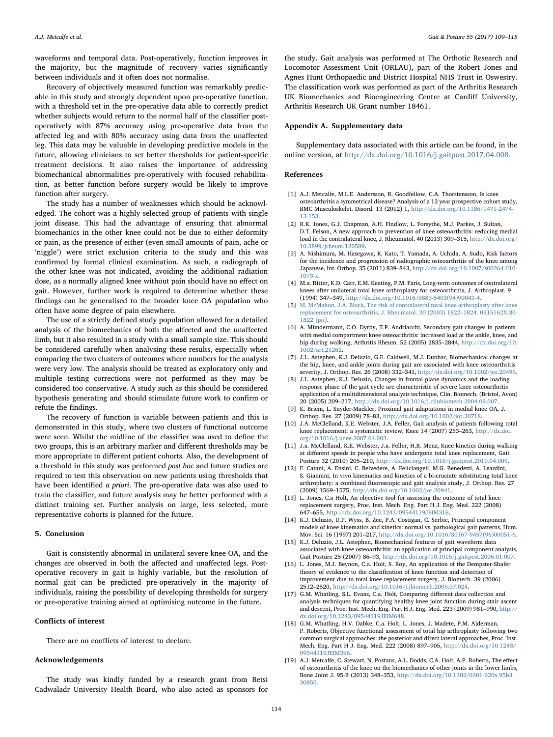waveforms and temporal data. Post-operatively, function improves in the majority, but the magnitude of recovery varies significantly between individuals and it often does not normalise.

Recovery of objectively measured function was remarkably predictable in this study and strongly dependent upon pre-operative function, with a threshold set in the pre-operative data able to correctly predict whether subjects would return to the normal half of the classifier post-operatively with 87% accuracy using pre-operative data from the affected leg and with 80% accuracy using data from the unaffected leg. This data may be valuable in developing predictive models in the future, allowing clinicians to set better thresholds for patient-specific treatment decisions. It also raises the importance of addressing biomechanical abnormalities pre-operatively with focused rehabilitation, as better function before surgery would be likely to improve function after surgery.

The study has a number of weaknesses which should be acknowledged. The cohort was a highly selected group of patients with single joint disease. This had the advantage of ensuring that abnormal biomechanics in the other knee could not be due to either deformity or pain, as the presence of either (even small amounts of pain, ache or 'niggle') were strict exclusion criteria to the study and this was confirmed by formal clinical examination. As such, a radiograph of the other knee was not indicated, avoiding the additional radiation dose, as a normally aligned knee without pain should have no effect on gait. However, further work is required to determine whether these findings can be generalised to the broader knee OA population who often have some degree of pain elsewhere.

The use of a strictly defined study population allowed for a detailed analysis of the biomechanics of both the affected and the unaffected limb, but it also resulted in a study with a small sample size. This should be considered carefully when analysing these results, especially when comparing the two clusters of outcomes where numbers for the analysis were very low. The analysis should be treated as exploratory only and multiple testing corrections were not performed as they may be considered too conservative. A study such as this should be considered hypothesis generating and should stimulate future work to confirm or refute the findings.

The recovery of function is variable between patients and this is demonstrated in this study, where two clusters of functional outcome were seen. Whilst the midline of the classifier was used to define the two groups, this is an arbitrary marker and different thresholds may be more appropriate to different patient cohorts. Also, the development of a threshold in this study was performed *post hoc* and future studies are required to test this observation on new patients using thresholds that have been identified *a priori*. The pre-operative data was also used to train the classifier, and future analysis may be better performed with a distinct training set. Further analysis on large, less selected, more representative cohorts is planned for the future.

## 5. Conclusion

Gait is consistently abnormal in unilateral severe knee OA, and the changes are observed in both the affected and unaffected legs. Post-operative recovery in gait is highly variable, but the resolution of normal gait can be predicted pre-operatively in the majority of individuals, raising the possibility of developing thresholds for surgery or pre-operative training aimed at optimising outcome in the future.

## Conflicts of interest

There are no conflicts of interest to declare.

## Acknowledgements

The study was kindly funded by a research grant from Betsi Cadwaladr University Health Board, who also acted as sponsors for the study. Gait analysis was performed at The Orthotic Research and Locomotor Assessment Unit (ORLAU), part of the Robert Jones and Agnes Hunt Orthopaedic and District Hospital NHS Trust in Oswestry. The classification work was performed as part of the Arthritis Research UK Biomechanics and Bioengineering Centre at Cardiff University, Arthritis Research UK Grant number 18461.

## Appendix A. Supplementary data

Supplementary data associated with this article can be found, in the online version, at http://dx.doi.org/10.1016/j.gaitpost.2017.04.008.

## References

[1] A.J. Metcalfe, M.L.E. Andersson, R. Goodfellow, C.A. Thorstensson, Is knee osteoarthritis a symmetrical disease? Analysis of a 12 year prospective cohort study, BMC Musculoskelet. Disord. 13 (2012) 1, http://dx.doi.org/10.1186/1471-2474-13-153.

[2] R.K. Jones, G.J. Chapman, A.H. Findlow, L. Forsythe, M.J. Parkes, J. Sultan, D.T. Felson, A new approach to prevention of knee osteoarthritis: reducing medial load in the contralateral knee, J. Rheumatol. 40 (2013) 309–315, http://dx.doi.org/10.3899/jrheum.120589.

[3] A. Nishimura, M. Hasegawa, K. Kato, T. Yamada, A. Uchida, A. Sudo, Risk factors for the incidence and progression of radiographic osteoarthritis of the knee among Japanese, Int. Orthop. 35 (2011) 839–843, http://dx.doi.org/10.1007/s00264-010-1073-x.

[4] M.a. Ritter, K.D. Carr, E.M. Keating, P.M. Faris, Long-term outcomes of contralateral knees after unilateral total knee arthroplasty for osteoarthritis, J. Arthroplast. 9 (1994) 347–349, http://dx.doi.org/10.1016/0883-5403(94)90043-4.

[5] M. McMahon, J.A. Block, The risk of contralateral total knee arthroplasty after knee replacement for osteoarthritis, J. Rheumatol. 30 (2003) 1822–1824. 0315162X-30-1822 [pii].

[6] A. Mündermann, C.O. Dyrby, T.P. Andriacchi, Secondary gait changes in patients with medial compartment knee osteoarthritis: increased load at the ankle, knee, and hip during walking, Arthritis Rheum. 52 (2005) 2835–2844, http://dx.doi.org/10.1002/art.21262.

[7] J.L. Astephen, K.J. Deluzio, G.E. Caldwell, M.J. Dunbar, Biomechanical changes at the hip, knee, and ankle joints during gait are associated with knee osteoarthritis severity, J. Orthop. Res. 26 (2008) 332–341, http://dx.doi.org/10.1002/jor.20496.

[8] J.L. Astephen, K.J. Deluzio, Changes in frontal plane dynamics and the loading response phase of the gait cycle are characteristic of severe knee osteoarthritis application of a multidimensional analysis technique, Clin. Biomech. (Bristol, Avon) 20 (2005) 209–217, http://dx.doi.org/10.1016/j.clinbiomech.2004.09.007.

[9] K. Briem, L. Snyder-Mackler, Proximal gait adaptations in medial knee OA, J. Orthop. Res. 27 (2009) 78–83, http://dx.doi.org/10.1002/jor.20718.

[10] J.A. McClelland, K.E. Webster, J.A. Feller, Gait analysis of patients following total knee replacement: a systematic review, Knee 14 (2007) 253–263, http://dx.doi.org/10.1016/j.knee.2007.04.003.

[11] J.a. McClelland, K.E. Webster, J.a. Feller, H.B. Menz, Knee kinetics during walking at different speeds in people who have undergone total knee replacement, Gait Posture 32 (2010) 205–210, http://dx.doi.org/10.1016/j.gaitpost.2010.04.009.

[12] F. Catani, A. Ensini, C. Belvedere, A. Feliciangeli, M.G. Benedetti, A. Leardini, S. Giannini, In vivo kinematics and kinetics of a bi-cruciate substituting total knee arthroplasty: a combined fluoroscopic and gait analysis study, J. Orthop. Res. 27 (2009) 1569–1575, http://dx.doi.org/10.1002/jor.20941.

[13] L. Jones, C.a Holt, An objective tool for assessing the outcome of total knee replacement surgery, Proc. Inst. Mech. Eng. Part H J. Eng. Med. 222 (2008) 647–655, http://dx.doi.org/10.1243/09544119JEIM316.

[14] K.J. Deluzio, U.P. Wyss, B. Zee, P.A. Costigan, C. Serbie, Principal component models of knee kinematics and kinetics: normal vs. pathological gait patterns, Hum. Mov. Sci. 16 (1997) 201–217, http://dx.doi.org/10.1016/S0167-9457(96)00051-6.

[15] K.J. Deluzio, J.L. Astephen, Biomechanical features of gait waveform data associated with knee osteoarthritis: an application of principal component analysis, Gait Posture 25 (2007) 86–93, http://dx.doi.org/10.1016/j.gaitpost.2006.01.007.

[16] L. Jones, M.J. Beynon, C.a. Holt, S. Roy, An application of the Dempster-Shafer theory of evidence to the classification of knee function and detection of improvement due to total knee replacement surgery, J. Biomech. 39 (2006) 2512–2520, http://dx.doi.org/10.1016/j.jbiomech.2005.07.024.

[17] G.M. Whatling, S.L. Evans, C.a. Holt, Comparing different data collection and analysis techniques for quantifying healthy knee joint function during stair ascent and descent, Proc. Inst. Mech. Eng. Part H J. Eng. Med. 223 (2009) 981–990, http://dx.doi.org/10.1243/09544119JEIM648.

[18] G.M. Whatling, H.V. Dabke, C.a. Holt, L. Jones, J. Madete, P.M. Alderman, P. Roberts, Objective functional assessment of total hip arthroplasty following two common surgical approaches: the posterior and direct lateral approaches, Proc. Inst. Mech. Eng. Part H J. Eng. Med. 222 (2008) 897–905, http://dx.doi.org/10.1243/09544119JEIM396.

[19] A.J. Metcalfe, C. Stewart, N. Postans, A.L. Dodds, C.A. Holt, A.P. Roberts, The effect of osteoarthritis of the knee on the biomechanics of other joints in the lower limbs, Bone Joint J. 95-B (2013) 348–353, http://dx.doi.org/10.1302/0301-620x.95b3.30850.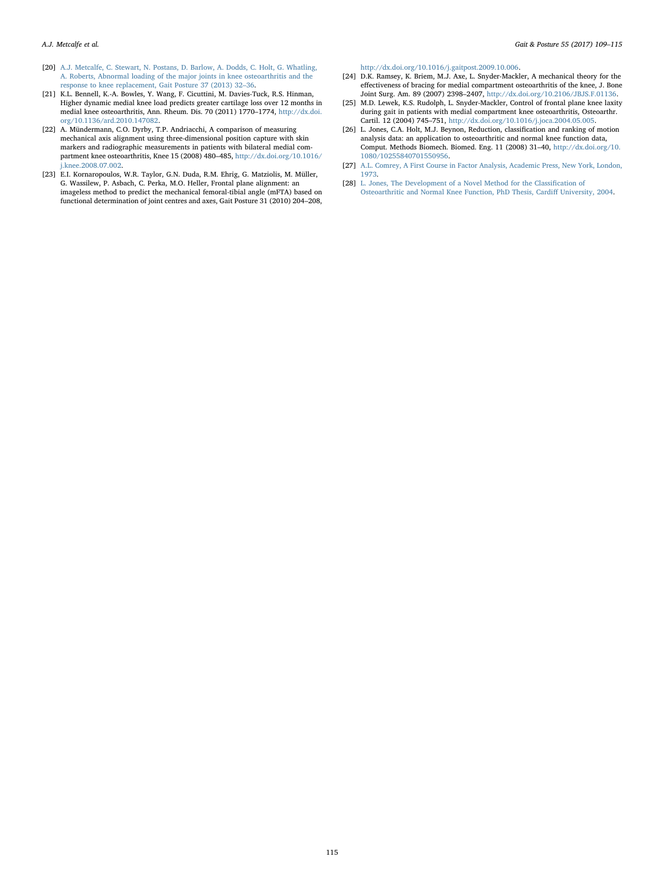[20] A.J. Metcalfe, C. Stewart, N. Postans, D. Barlow, A. Dodds, C. Holt, G. Whatling, A. Roberts, Abnormal loading of the major joints in knee osteoarthritis and the response to knee replacement, Gait Posture 37 (2013) 32–36.

[21] K.L. Bennell, K.-A. Bowles, Y. Wang, F. Cicuttini, M. Davies-Tuck, R.S. Hinman, Higher dynamic medial knee load predicts greater cartilage loss over 12 months in medial knee osteoarthritis, Ann. Rheum. Dis. 70 (2011) 1770–1774, http://dx.doi.org/10.1136/ard.2010.147082.

[22] A. Mündermann, C.O. Dyrby, T.P. Andriacchi, A comparison of measuring mechanical axis alignment using three-dimensional position capture with skin markers and radiographic measurements in patients with bilateral medial compartment knee osteoarthritis, Knee 15 (2008) 480–485, http://dx.doi.org/10.1016/j.knee.2008.07.002.

[23] E.I. Kornaropoulos, W.R. Taylor, G.N. Duda, R.M. Ehrig, G. Matziolis, M. Müller, G. Wassilew, P. Asbach, C. Perka, M.O. Heller, Frontal plane alignment: an imageless method to predict the mechanical femoral-tibial angle (mFTA) based on functional determination of joint centres and axes, Gait Posture 31 (2010) 204–208, http://dx.doi.org/10.1016/j.gaitpost.2009.10.006.

[24] D.K. Ramsey, K. Briem, M.J. Axe, L. Snyder-Mackler, A mechanical theory for the effectiveness of bracing for medial compartment osteoarthritis of the knee, J. Bone Joint Surg. Am. 89 (2007) 2398–2407, http://dx.doi.org/10.2106/JBJS.F.01136.

[25] M.D. Lewek, K.S. Rudolph, L. Snyder-Mackler, Control of frontal plane knee laxity during gait in patients with medial compartment knee osteoarthritis, Osteoarthr. Cartil. 12 (2004) 745–751, http://dx.doi.org/10.1016/j.joca.2004.05.005.

[26] L. Jones, C.A. Holt, M.J. Beynon, Reduction, classification and ranking of motion analysis data: an application to osteoarthritic and normal knee function data, Comput. Methods Biomech. Biomed. Eng. 11 (2008) 31–40, http://dx.doi.org/10.1080/10255840701550956.

[27] A.L. Comrey, A First Course in Factor Analysis, Academic Press, New York, London, 1973.

[28] L. Jones, The Development of a Novel Method for the Classification of Osteoarthritic and Normal Knee Function, PhD Thesis, Cardiff University, 2004.